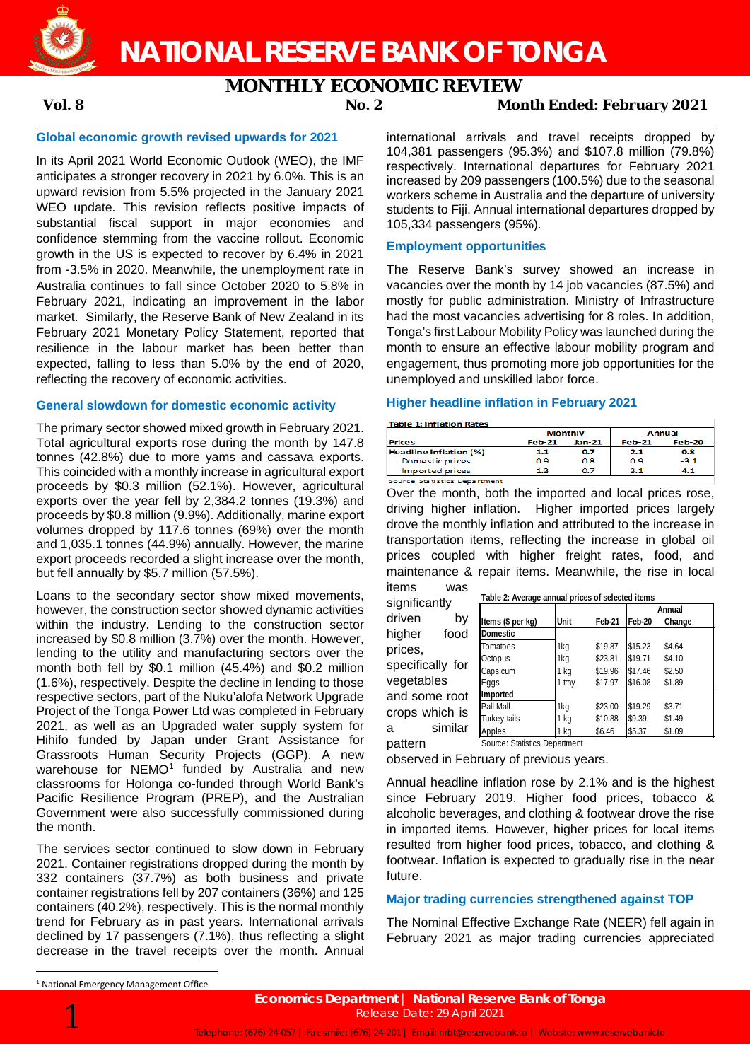# NATIONAL RESERVE BANK OF TONGA

## MONTHLY ECONOMIC REVIEW

**Vol. 8** **No. 2** **Month Ended: February 2021**

### Global economic growth revised upwards for 2021

In its April 2021 World Economic Outlook (WEO), the IMF anticipates a stronger recovery in 2021 by 6.0%. This is an upward revision from 5.5% projected in the January 2021 WEO update. This revision reflects positive impacts of substantial fiscal support in major economies and confidence stemming from the vaccine rollout. Economic growth in the US is expected to recover by 6.4% in 2021 from -3.5% in 2020. Meanwhile, the unemployment rate in Australia continues to fall since October 2020 to 5.8% in February 2021, indicating an improvement in the labor market. Similarly, the Reserve Bank of New Zealand in its February 2021 Monetary Policy Statement, reported that resilience in the labour market has been better than expected, falling to less than 5.0% by the end of 2020, reflecting the recovery of economic activities.

### General slowdown for domestic economic activity

The primary sector showed mixed growth in February 2021. Total agricultural exports rose during the month by 147.8 tonnes (42.8%) due to more yams and cassava exports. This coincided with a monthly increase in agricultural export proceeds by $0.3 million (52.1%). However, agricultural exports over the year fell by 2,384.2 tonnes (19.3%) and proceeds by $0.8 million (9.9%). Additionally, marine export volumes dropped by 117.6 tonnes (69%) over the month and 1,035.1 tonnes (44.9%) annually. However, the marine export proceeds recorded a slight increase over the month, but fell annually by $5.7 million (57.5%).

Loans to the secondary sector show mixed movements, however, the construction sector showed dynamic activities within the industry. Lending to the construction sector increased by $0.8 million (3.7%) over the month. However, lending to the utility and manufacturing sectors over the month both fell by $0.1 million (45.4%) and $0.2 million (1.6%), respectively. Despite the decline in lending to those respective sectors, part of the Nuku'alofa Network Upgrade Project of the Tonga Power Ltd was completed in February 2021, as well as an Upgraded water supply system for Hihifo funded by Japan under Grant Assistance for Grassroots Human Security Projects (GGP). A new warehouse for NEMO[1] funded by Australia and new classrooms for Holonga co-funded through World Bank's Pacific Resilience Program (PREP), and the Australian Government were also successfully commissioned during the month.

The services sector continued to slow down in February 2021. Container registrations dropped during the month by 332 containers (37.7%) as both business and private container registrations fell by 207 containers (36%) and 125 containers (40.2%), respectively. This is the normal monthly trend for February as in past years. International arrivals declined by 17 passengers (7.1%), thus reflecting a slight decrease in the travel receipts over the month. Annual international arrivals and travel receipts dropped by 104,381 passengers (95.3%) and $107.8 million (79.8%) respectively. International departures for February 2021 increased by 209 passengers (100.5%) due to the seasonal workers scheme in Australia and the departure of university students to Fiji. Annual international departures dropped by 105,334 passengers (95%).

### Employment opportunities

The Reserve Bank's survey showed an increase in vacancies over the month by 14 job vacancies (87.5%) and mostly for public administration. Ministry of Infrastructure had the most vacancies advertising for 8 roles. In addition, Tonga's first Labour Mobility Policy was launched during the month to ensure an effective labour mobility program and engagement, thus promoting more job opportunities for the unemployed and unskilled labor force.

### Higher headline inflation in February 2021

**Table 1: Inflation Rates**

| | Monthly | | Annual | |
|---|---|---|---|---|
| **Prices** | **Feb-21** | **Jan-21** | **Feb-21** | **Feb-20** |
| **Headline Inflation (%)** | **1.1** | **0.7** | **2.1** | **0.8** |
| Domestic prices | 0.9 | 0.8 | 0.9 | -3.1 |
| Imported prices | 1.3 | 0.7 | 3.1 | 4.1 |

Source: Statistics Department

Over the month, both the imported and local prices rose, driving higher inflation. Higher imported prices largely drove the monthly inflation and attributed to the increase in transportation items, reflecting the increase in global oil prices coupled with higher freight rates, food, and maintenance & repair items. Meanwhile, the rise in local items was significantly driven by higher food prices, specifically for vegetables and some root crops which is a similar pattern observed in February of previous years.

**Table 2: Average annual prices of selected items**

| Items ($ per kg) | Unit | Feb-21 | Feb-20 | Annual Change |
|---|---|---|---|---|
| **Domestic** | | | | |
| Tomatoes | 1kg | $19.87 | $15.23 | $4.64 |
| Octopus | 1kg | $23.81 | $19.71 | $4.10 |
| Capsicum | 1 kg | $19.96 | $17.46 | $2.50 |
| Eggs | 1 tray | $17.97 | $16.08 | $1.89 |
| **Imported** | | | | |
| Pall Mall | 1kg | $23.00 | $19.29 | $3.71 |
| Turkey tails | 1 kg | $10.88 | $9.39 | $1.49 |
| Apples | 1 kg | $6.46 | $5.37 | $1.09 |

Source: Statistics Department

Annual headline inflation rose by 2.1% and is the highest since February 2019. Higher food prices, tobacco & alcoholic beverages, and clothing & footwear drove the rise in imported items. However, higher prices for local items resulted from higher food prices, tobacco, and clothing & footwear. Inflation is expected to gradually rise in the near future.

### Major trading currencies strengthened against TOP

The Nominal Effective Exchange Rate (NEER) fell again in February 2021 as major trading currencies appreciated

[1] National Emergency Management Office

**Economics Department | National Reserve Bank of Tonga**
Release Date: 29 April 2021
Telephone: (676) 24-057 | Facsimile: (676) 24-201 | Email: nrbt@reservebank.to | Website: www.reservebank.to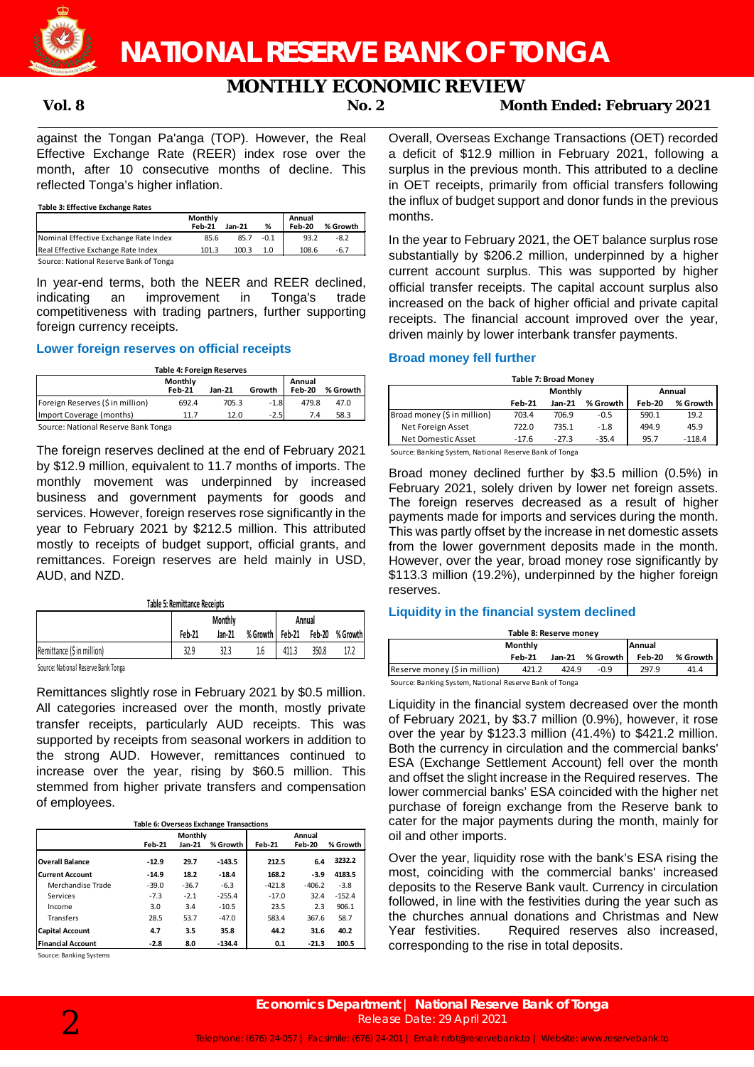against the Tongan Pa'anga (TOP). However, the Real Effective Exchange Rate (REER) index rose over the month, after 10 consecutive months of decline. This reflected Tonga's higher inflation.

**Table 3: Effective Exchange Rates**

| | Monthly | | | Annual | |
|---|---|---|---|---|---|
| | Feb-21 | Jan-21 | % | Feb-20 | % Growth |
| Nominal Effective Exchange Rate Index | 85.6 | 85.7 | -0.1 | 93.2 | -8.2 |
| Real Effective Exchange Rate Index | 101.3 | 100.3 | 1.0 | 108.6 | -6.7 |

Source: National Reserve Bank of Tonga

In year-end terms, both the NEER and REER declined, indicating an improvement in Tonga's trade competitiveness with trading partners, further supporting foreign currency receipts.

### Lower foreign reserves on official receipts

**Table 4: Foreign Reserves**

| | Monthly | | | Annual | |
|---|---|---|---|---|---|
| | Feb-21 | Jan-21 | Growth | Feb-20 | % Growth |
| Foreign Reserves ($ in million) | 692.4 | 705.3 | -1.8 | 479.8 | 47.0 |
| Import Coverage (months) | 11.7 | 12.0 | -2.5 | 7.4 | 58.3 |

Source: National Reserve Bank Tonga

The foreign reserves declined at the end of February 2021 by $12.9 million, equivalent to 11.7 months of imports. The monthly movement was underpinned by increased business and government payments for goods and services. However, foreign reserves rose significantly in the year to February 2021 by $212.5 million. This attributed mostly to receipts of budget support, official grants, and remittances. Foreign reserves are held mainly in USD, AUD, and NZD.

**Table 5: Remittance Receipts**

| | Monthly | | | Annual | | |
|---|---|---|---|---|---|---|
| | Feb-21 | Jan-21 | % Growth | Feb-21 | Feb-20 | % Growth |
| Remittance ($ in million) | 32.9 | 32.3 | 1.6 | 411.3 | 350.8 | 17.2 |

Source: National Reserve Bank Tonga

Remittances slightly rose in February 2021 by $0.5 million. All categories increased over the month, mostly private transfer receipts, particularly AUD receipts. This was supported by receipts from seasonal workers in addition to the strong AUD. However, remittances continued to increase over the year, rising by $60.5 million. This stemmed from higher private transfers and compensation of employees.

**Table 6: Overseas Exchange Transactions**

| | Monthly | | | Annual | | |
|---|---|---|---|---|---|---|
| | Feb-21 | Jan-21 | % Growth | Feb-21 | Feb-20 | % Growth |
| **Overall Balance** | -12.9 | 29.7 | -143.5 | 212.5 | 6.4 | 3232.2 |
| **Current Account** | -14.9 | 18.2 | -18.4 | 168.2 | -3.9 | 4183.5 |
| Merchandise Trade | -39.0 | -36.7 | -6.3 | -421.8 | -406.2 | -3.8 |
| Services | -7.3 | -2.1 | -255.4 | -17.0 | 32.4 | -152.4 |
| Income | 3.0 | 3.4 | -10.5 | 23.5 | 2.3 | 906.1 |
| Transfers | 28.5 | 53.7 | -47.0 | 583.4 | 367.6 | 58.7 |
| **Capital Account** | 4.7 | 3.5 | 35.8 | 44.2 | 31.6 | 40.2 |
| **Financial Account** | -2.8 | 8.0 | -134.4 | 0.1 | -21.3 | 100.5 |

Source: Banking Systems

Overall, Overseas Exchange Transactions (OET) recorded a deficit of $12.9 million in February 2021, following a surplus in the previous month. This attributed to a decline in OET receipts, primarily from official transfers following the influx of budget support and donor funds in the previous months.

In the year to February 2021, the OET balance surplus rose substantially by $206.2 million, underpinned by a higher current account surplus. This was supported by higher official transfer receipts. The capital account surplus also increased on the back of higher official and private capital receipts. The financial account improved over the year, driven mainly by lower interbank transfer payments.

### Broad money fell further

**Table 7: Broad Money**

| | Monthly | | | Annual | |
|---|---|---|---|---|---|
| | Feb-21 | Jan-21 | % Growth | Feb-20 | % Growth |
| Broad money ($ in million) | 703.4 | 706.9 | -0.5 | 590.1 | 19.2 |
| Net Foreign Asset | 722.0 | 735.1 | -1.8 | 494.9 | 45.9 |
| Net Domestic Asset | -17.6 | -27.3 | -35.4 | 95.7 | -118.4 |

Source: Banking System, National Reserve Bank of Tonga

Broad money declined further by $3.5 million (0.5%) in February 2021, solely driven by lower net foreign assets. The foreign reserves decreased as a result of higher payments made for imports and services during the month. This was partly offset by the increase in net domestic assets from the lower government deposits made in the month. However, over the year, broad money rose significantly by $113.3 million (19.2%), underpinned by the higher foreign reserves.

### Liquidity in the financial system declined

**Table 8: Reserve money**

| | Monthly | | | Annual | |
|---|---|---|---|---|---|
| | Feb-21 | Jan-21 | % Growth | Feb-20 | % Growth |
| Reserve money ($ in million) | 421.2 | 424.9 | -0.9 | 297.9 | 41.4 |

Source: Banking System, National Reserve Bank of Tonga

Liquidity in the financial system decreased over the month of February 2021, by $3.7 million (0.9%), however, it rose over the year by $123.3 million (41.4%) to $421.2 million. Both the currency in circulation and the commercial banks' ESA (Exchange Settlement Account) fell over the month and offset the slight increase in the Required reserves. The lower commercial banks' ESA coincided with the higher net purchase of foreign exchange from the Reserve bank to cater for the major payments during the month, mainly for oil and other imports.

Over the year, liquidity rose with the bank's ESA rising the most, coinciding with the commercial banks' increased deposits to the Reserve Bank vault. Currency in circulation followed, in line with the festivities during the year such as the churches annual donations and Christmas and New Year festivities. Required reserves also increased, corresponding to the rise in total deposits.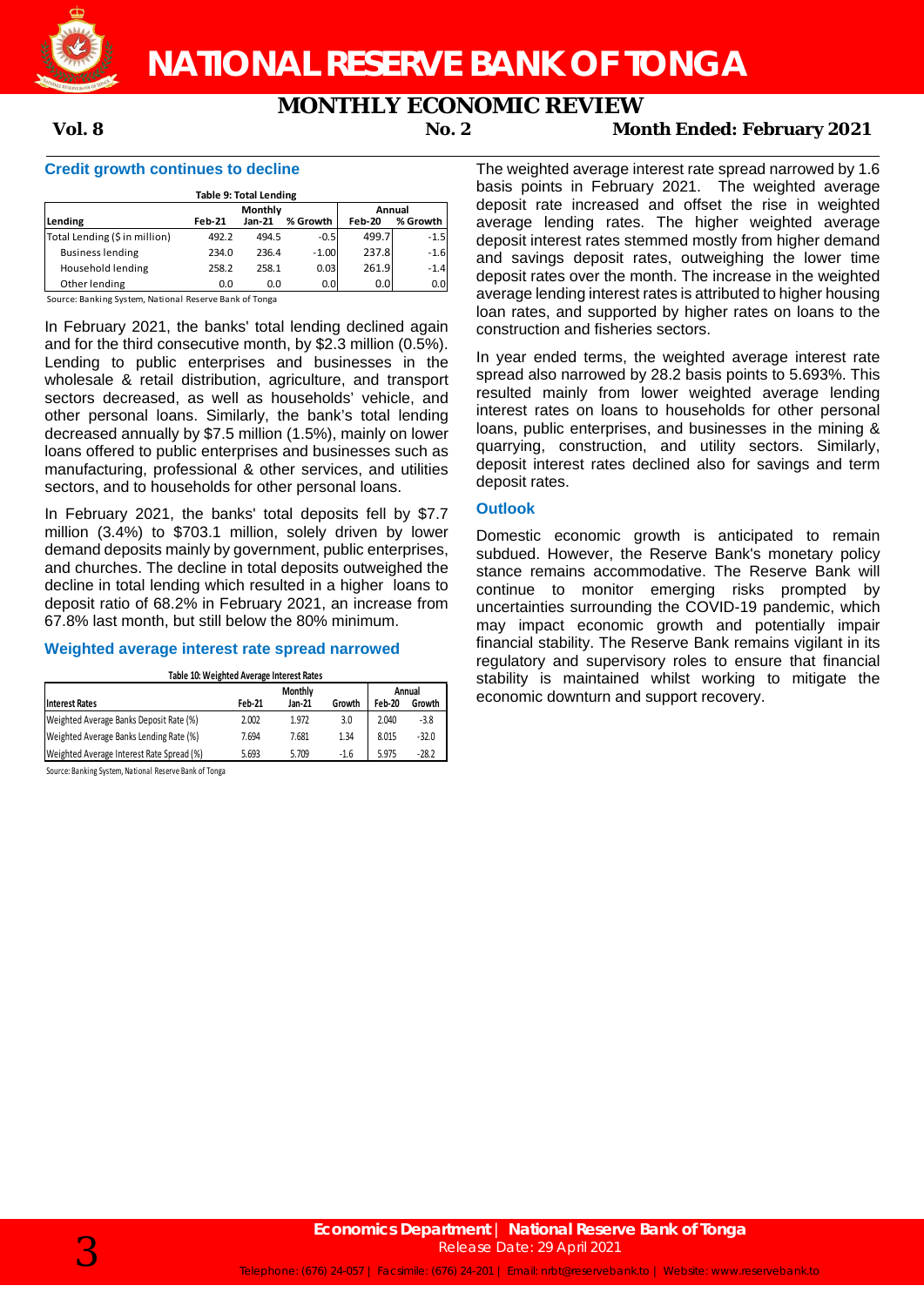# NATIONAL RESERVE BANK OF TONGA

## MONTHLY ECONOMIC REVIEW

**Vol. 8** **No. 2** **Month Ended: February 2021**

### Credit growth continues to decline

**Table 9: Total Lending**

| Lending | Monthly | | | Annual | |
|---|---|---|---|---|---|
| | Feb-21 | Jan-21 | % Growth | Feb-20 | % Growth |
| Total Lending ($ in million) | 492.2 | 494.5 | -0.5 | 499.7 | -1.5 |
| Business lending | 234.0 | 236.4 | -1.00 | 237.8 | -1.6 |
| Household lending | 258.2 | 258.1 | 0.03 | 261.9 | -1.4 |
| Other lending | 0.0 | 0.0 | 0.0 | 0.0 | 0.0 |

Source: Banking System, National Reserve Bank of Tonga

In February 2021, the banks' total lending declined again and for the third consecutive month, by $2.3 million (0.5%). Lending to public enterprises and businesses in the wholesale & retail distribution, agriculture, and transport sectors decreased, as well as households' vehicle, and other personal loans. Similarly, the bank's total lending decreased annually by $7.5 million (1.5%), mainly on lower loans offered to public enterprises and businesses such as manufacturing, professional & other services, and utilities sectors, and to households for other personal loans.

In February 2021, the banks' total deposits fell by $7.7 million (3.4%) to $703.1 million, solely driven by lower demand deposits mainly by government, public enterprises, and churches. The decline in total deposits outweighed the decline in total lending which resulted in a higher loans to deposit ratio of 68.2% in February 2021, an increase from 67.8% last month, but still below the 80% minimum.

### Weighted average interest rate spread narrowed

**Table 10: Weighted Average Interest Rates**

| Interest Rates | Monthly | | | Annual | |
|---|---|---|---|---|---|
| | Feb-21 | Jan-21 | Growth | Feb-20 | Growth |
| Weighted Average Banks Deposit Rate (%) | 2.002 | 1.972 | 3.0 | 2.040 | -3.8 |
| Weighted Average Banks Lending Rate (%) | 7.694 | 7.681 | 1.34 | 8.015 | -32.0 |
| Weighted Average Interest Rate Spread (%) | 5.693 | 5.709 | -1.6 | 5.975 | -28.2 |

Source: Banking System, National Reserve Bank of Tonga

The weighted average interest rate spread narrowed by 1.6 basis points in February 2021. The weighted average deposit rate increased and offset the rise in weighted average lending rates. The higher weighted average deposit interest rates stemmed mostly from higher demand and savings deposit rates, outweighing the lower time deposit rates over the month. The increase in the weighted average lending interest rates is attributed to higher housing loan rates, and supported by higher rates on loans to the construction and fisheries sectors.

In year ended terms, the weighted average interest rate spread also narrowed by 28.2 basis points to 5.693%. This resulted mainly from lower weighted average lending interest rates on loans to households for other personal loans, public enterprises, and businesses in the mining & quarrying, construction, and utility sectors. Similarly, deposit interest rates declined also for savings and term deposit rates.

### Outlook

Domestic economic growth is anticipated to remain subdued. However, the Reserve Bank's monetary policy stance remains accommodative. The Reserve Bank will continue to monitor emerging risks prompted by uncertainties surrounding the COVID-19 pandemic, which may impact economic growth and potentially impair financial stability. The Reserve Bank remains vigilant in its regulatory and supervisory roles to ensure that financial stability is maintained whilst working to mitigate the economic downturn and support recovery.

**Economics Department | National Reserve Bank of Tonga**
Release Date: 29 April 2021

Telephone: (676) 24-057 | Facsimile: (676) 24-201 | Email: nrbt@reservebank.to | Website: www.reservebank.to